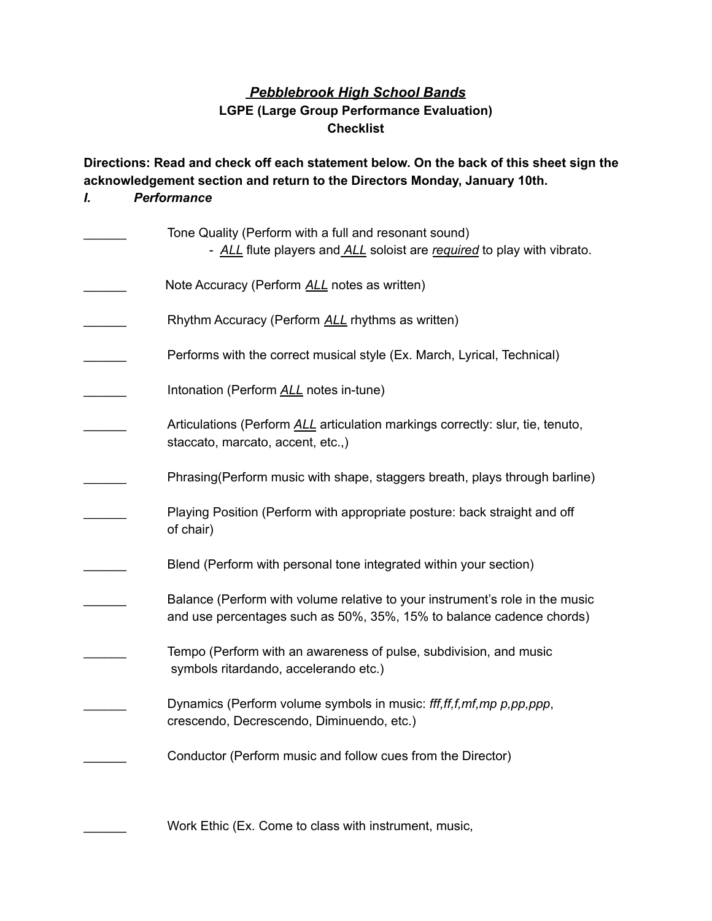# *Pebblebrook High School Bands*

## LGPE (Large Group Performance Evaluation) Checklist

**Directions: Read and check off each statement below. On the back of this sheet sign the acknowledgement section and return to the Directors Monday, January 10th.**

***I. Performance***

______ Tone Quality (Perform with a full and resonant sound)
- *ALL* flute players and *ALL* soloist are *required* to play with vibrato.

______ Note Accuracy (Perform *ALL* notes as written)

______ Rhythm Accuracy (Perform *ALL* rhythms as written)

______ Performs with the correct musical style (Ex. March, Lyrical, Technical)

______ Intonation (Perform *ALL* notes in-tune)

______ Articulations (Perform *ALL* articulation markings correctly: slur, tie, tenuto, staccato, marcato, accent, etc.,)

______ Phrasing(Perform music with shape, staggers breath, plays through barline)

______ Playing Position (Perform with appropriate posture: back straight and off of chair)

______ Blend (Perform with personal tone integrated within your section)

______ Balance (Perform with volume relative to your instrument's role in the music and use percentages such as 50%, 35%, 15% to balance cadence chords)

______ Tempo (Perform with an awareness of pulse, subdivision, and music symbols ritardando, accelerando etc.)

______ Dynamics (Perform volume symbols in music: *fff,ff,f,mf,mp p,pp,ppp*, crescendo, Decrescendo, Diminuendo, etc.)

______ Conductor (Perform music and follow cues from the Director)

______ Work Ethic (Ex. Come to class with instrument, music,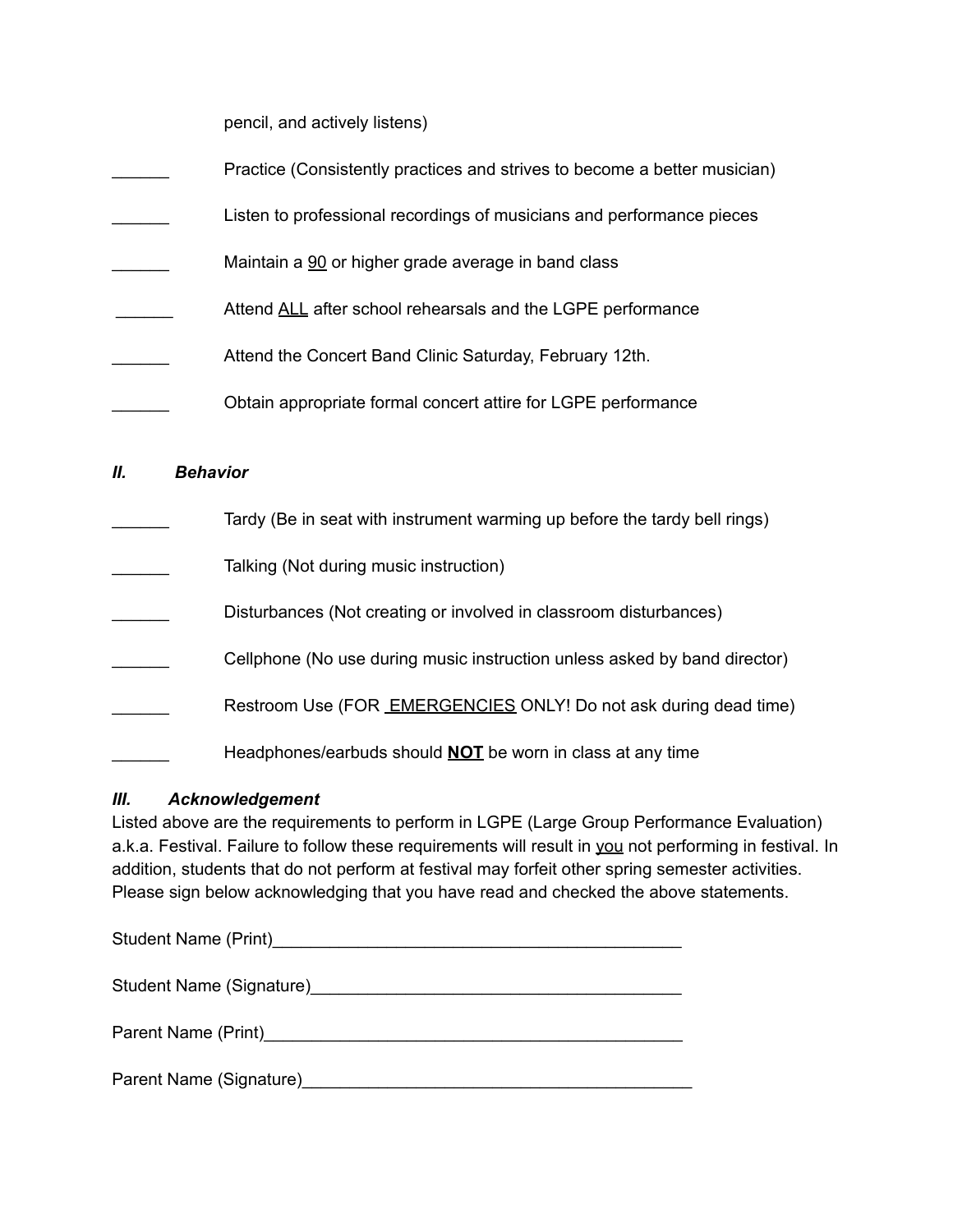pencil, and actively listens)

______ Practice (Consistently practices and strives to become a better musician)

______ Listen to professional recordings of musicians and performance pieces

______ Maintain a 90 or higher grade average in band class

______ Attend ALL after school rehearsals and the LGPE performance

______ Attend the Concert Band Clinic Saturday, February 12th.

______ Obtain appropriate formal concert attire for LGPE performance

### *II. Behavior*

______ Tardy (Be in seat with instrument warming up before the tardy bell rings)

______ Talking (Not during music instruction)

______ Disturbances (Not creating or involved in classroom disturbances)

______ Cellphone (No use during music instruction unless asked by band director)

______ Restroom Use (FOR EMERGENCIES ONLY! Do not ask during dead time)

______ Headphones/earbuds should **NOT** be worn in class at any time

### *III. Acknowledgement*

Listed above are the requirements to perform in LGPE (Large Group Performance Evaluation) a.k.a. Festival. Failure to follow these requirements will result in you not performing in festival. In addition, students that do not perform at festival may forfeit other spring semester activities. Please sign below acknowledging that you have read and checked the above statements.

Student Name (Print)____________________________________________

Student Name (Signature)________________________________________

Parent Name (Print)_____________________________________________

Parent Name (Signature)_________________________________________